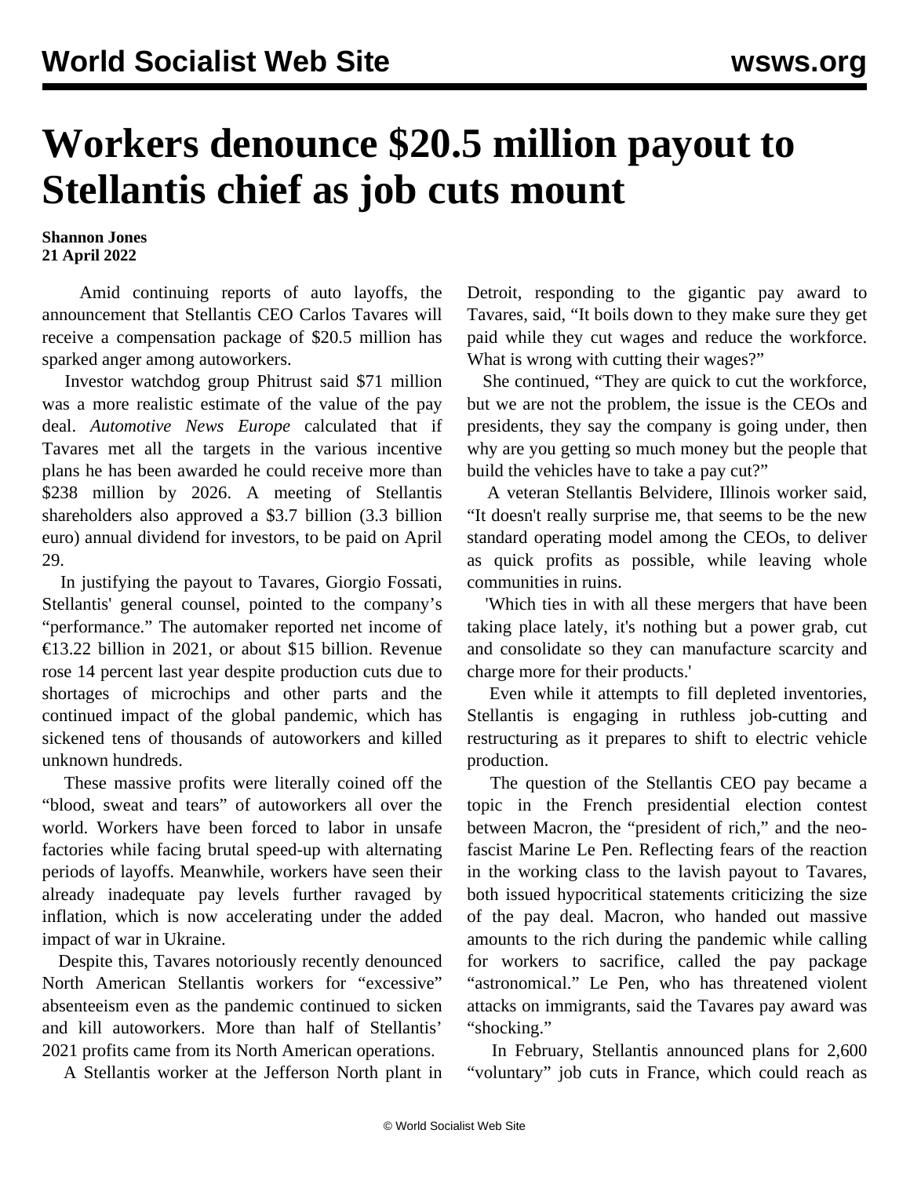# Workers denounce $20.5 million payout to Stellantis chief as job cuts mount

**Shannon Jones**
**21 April 2022**

Amid continuing reports of auto layoffs, the announcement that Stellantis CEO Carlos Tavares will receive a compensation package of $20.5 million has sparked anger among autoworkers.

Investor watchdog group Phitrust said $71 million was a more realistic estimate of the value of the pay deal. *Automotive News Europe* calculated that if Tavares met all the targets in the various incentive plans he has been awarded he could receive more than $238 million by 2026. A meeting of Stellantis shareholders also approved a $3.7 billion (3.3 billion euro) annual dividend for investors, to be paid on April 29.

In justifying the payout to Tavares, Giorgio Fossati, Stellantis' general counsel, pointed to the company's "performance." The automaker reported net income of €13.22 billion in 2021, or about $15 billion. Revenue rose 14 percent last year despite production cuts due to shortages of microchips and other parts and the continued impact of the global pandemic, which has sickened tens of thousands of autoworkers and killed unknown hundreds.

These massive profits were literally coined off the "blood, sweat and tears" of autoworkers all over the world. Workers have been forced to labor in unsafe factories while facing brutal speed-up with alternating periods of layoffs. Meanwhile, workers have seen their already inadequate pay levels further ravaged by inflation, which is now accelerating under the added impact of war in Ukraine.

Despite this, Tavares notoriously recently denounced North American Stellantis workers for "excessive" absenteeism even as the pandemic continued to sicken and kill autoworkers. More than half of Stellantis' 2021 profits came from its North American operations.

A Stellantis worker at the Jefferson North plant in Detroit, responding to the gigantic pay award to Tavares, said, "It boils down to they make sure they get paid while they cut wages and reduce the workforce. What is wrong with cutting their wages?"

She continued, "They are quick to cut the workforce, but we are not the problem, the issue is the CEOs and presidents, they say the company is going under, then why are you getting so much money but the people that build the vehicles have to take a pay cut?"

A veteran Stellantis Belvidere, Illinois worker said, "It doesn't really surprise me, that seems to be the new standard operating model among the CEOs, to deliver as quick profits as possible, while leaving whole communities in ruins.

'Which ties in with all these mergers that have been taking place lately, it's nothing but a power grab, cut and consolidate so they can manufacture scarcity and charge more for their products.'

Even while it attempts to fill depleted inventories, Stellantis is engaging in ruthless job-cutting and restructuring as it prepares to shift to electric vehicle production.

The question of the Stellantis CEO pay became a topic in the French presidential election contest between Macron, the "president of rich," and the neo-fascist Marine Le Pen. Reflecting fears of the reaction in the working class to the lavish payout to Tavares, both issued hypocritical statements criticizing the size of the pay deal. Macron, who handed out massive amounts to the rich during the pandemic while calling for workers to sacrifice, called the pay package "astronomical." Le Pen, who has threatened violent attacks on immigrants, said the Tavares pay award was "shocking."

In February, Stellantis announced plans for 2,600 "voluntary" job cuts in France, which could reach as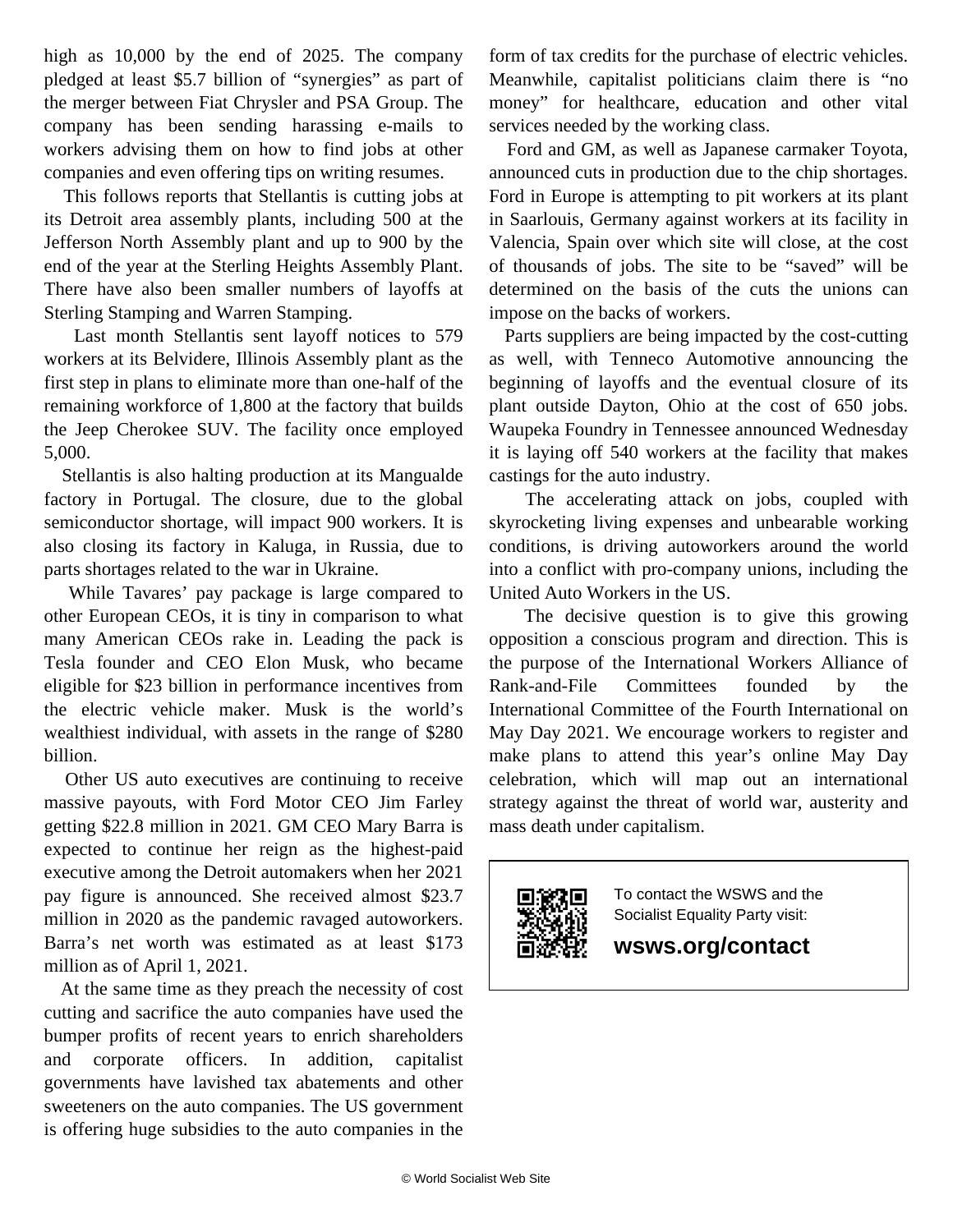high as 10,000 by the end of 2025. The company pledged at least $5.7 billion of "synergies" as part of the merger between Fiat Chrysler and PSA Group. The company has been sending harassing e-mails to workers advising them on how to find jobs at other companies and even offering tips on writing resumes.

This follows reports that Stellantis is cutting jobs at its Detroit area assembly plants, including 500 at the Jefferson North Assembly plant and up to 900 by the end of the year at the Sterling Heights Assembly Plant. There have also been smaller numbers of layoffs at Sterling Stamping and Warren Stamping.

Last month Stellantis sent layoff notices to 579 workers at its Belvidere, Illinois Assembly plant as the first step in plans to eliminate more than one-half of the remaining workforce of 1,800 at the factory that builds the Jeep Cherokee SUV. The facility once employed 5,000.

Stellantis is also halting production at its Mangualde factory in Portugal. The closure, due to the global semiconductor shortage, will impact 900 workers. It is also closing its factory in Kaluga, in Russia, due to parts shortages related to the war in Ukraine.

While Tavares' pay package is large compared to other European CEOs, it is tiny in comparison to what many American CEOs rake in. Leading the pack is Tesla founder and CEO Elon Musk, who became eligible for $23 billion in performance incentives from the electric vehicle maker. Musk is the world's wealthiest individual, with assets in the range of $280 billion.

Other US auto executives are continuing to receive massive payouts, with Ford Motor CEO Jim Farley getting $22.8 million in 2021. GM CEO Mary Barra is expected to continue her reign as the highest-paid executive among the Detroit automakers when her 2021 pay figure is announced. She received almost $23.7 million in 2020 as the pandemic ravaged autoworkers. Barra's net worth was estimated as at least $173 million as of April 1, 2021.

At the same time as they preach the necessity of cost cutting and sacrifice the auto companies have used the bumper profits of recent years to enrich shareholders and corporate officers. In addition, capitalist governments have lavished tax abatements and other sweeteners on the auto companies. The US government is offering huge subsidies to the auto companies in the form of tax credits for the purchase of electric vehicles. Meanwhile, capitalist politicians claim there is "no money" for healthcare, education and other vital services needed by the working class.

Ford and GM, as well as Japanese carmaker Toyota, announced cuts in production due to the chip shortages. Ford in Europe is attempting to pit workers at its plant in Saarlouis, Germany against workers at its facility in Valencia, Spain over which site will close, at the cost of thousands of jobs. The site to be "saved" will be determined on the basis of the cuts the unions can impose on the backs of workers.

Parts suppliers are being impacted by the cost-cutting as well, with Tenneco Automotive announcing the beginning of layoffs and the eventual closure of its plant outside Dayton, Ohio at the cost of 650 jobs. Waupeka Foundry in Tennessee announced Wednesday it is laying off 540 workers at the facility that makes castings for the auto industry.

The accelerating attack on jobs, coupled with skyrocketing living expenses and unbearable working conditions, is driving autoworkers around the world into a conflict with pro-company unions, including the United Auto Workers in the US.

The decisive question is to give this growing opposition a conscious program and direction. This is the purpose of the International Workers Alliance of Rank-and-File Committees founded by the International Committee of the Fourth International on May Day 2021. We encourage workers to register and make plans to attend this year's online May Day celebration, which will map out an international strategy against the threat of world war, austerity and mass death under capitalism.

To contact the WSWS and the Socialist Equality Party visit:

**wsws.org/contact**